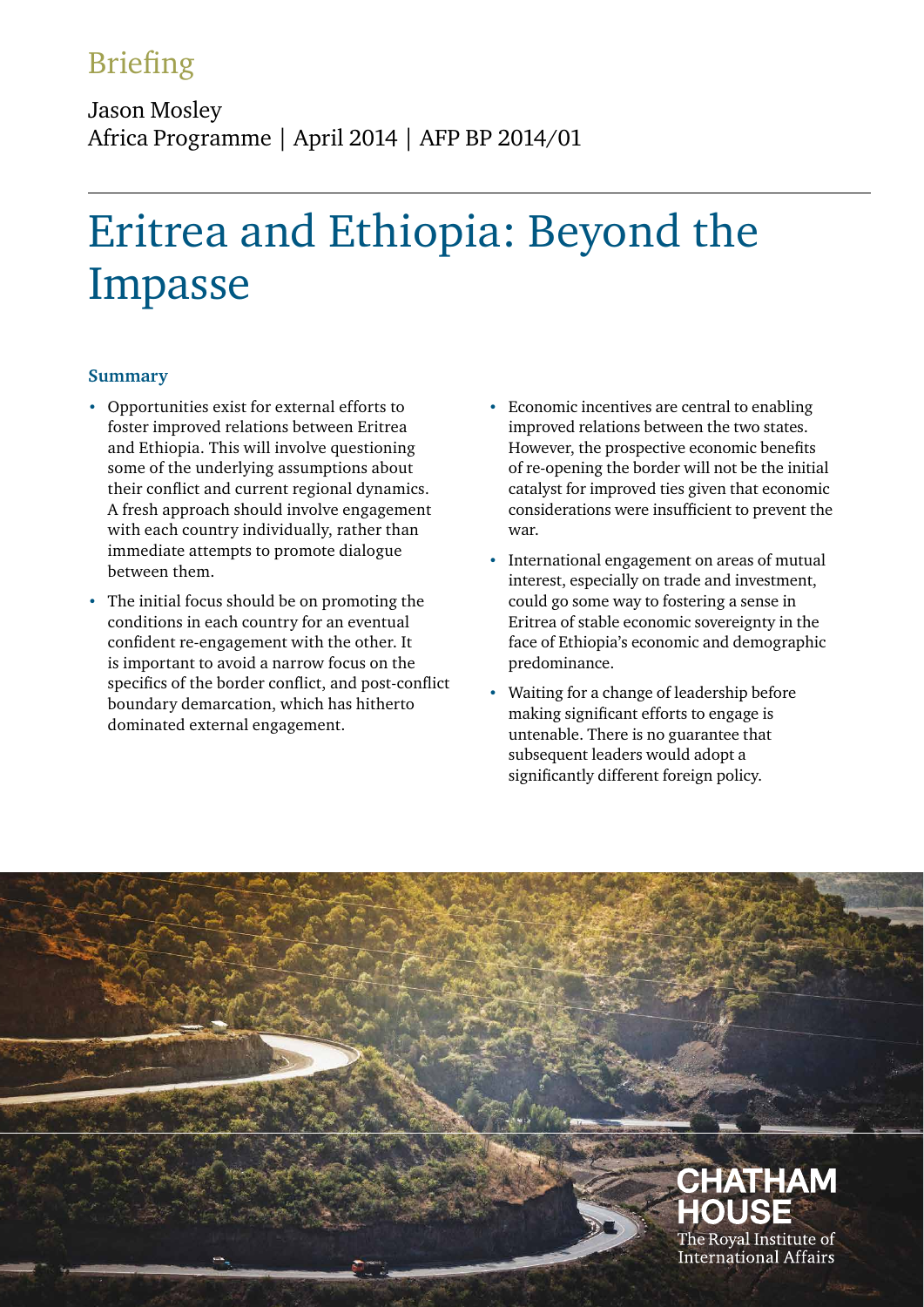Briefing

Jason Mosley
Africa Programme | April 2014 | AFP BP 2014/01

# Eritrea and Ethiopia: Beyond the Impasse

### Summary

- Opportunities exist for external efforts to foster improved relations between Eritrea and Ethiopia. This will involve questioning some of the underlying assumptions about their conflict and current regional dynamics. A fresh approach should involve engagement with each country individually, rather than immediate attempts to promote dialogue between them.
- The initial focus should be on promoting the conditions in each country for an eventual confident re-engagement with the other. It is important to avoid a narrow focus on the specifics of the border conflict, and post-conflict boundary demarcation, which has hitherto dominated external engagement.
- Economic incentives are central to enabling improved relations between the two states. However, the prospective economic benefits of re-opening the border will not be the initial catalyst for improved ties given that economic considerations were insufficient to prevent the war.
- International engagement on areas of mutual interest, especially on trade and investment, could go some way to fostering a sense in Eritrea of stable economic sovereignty in the face of Ethiopia's economic and demographic predominance.
- Waiting for a change of leadership before making significant efforts to engage is untenable. There is no guarantee that subsequent leaders would adopt a significantly different foreign policy.

CHATHAM HOUSE
The Royal Institute of International Affairs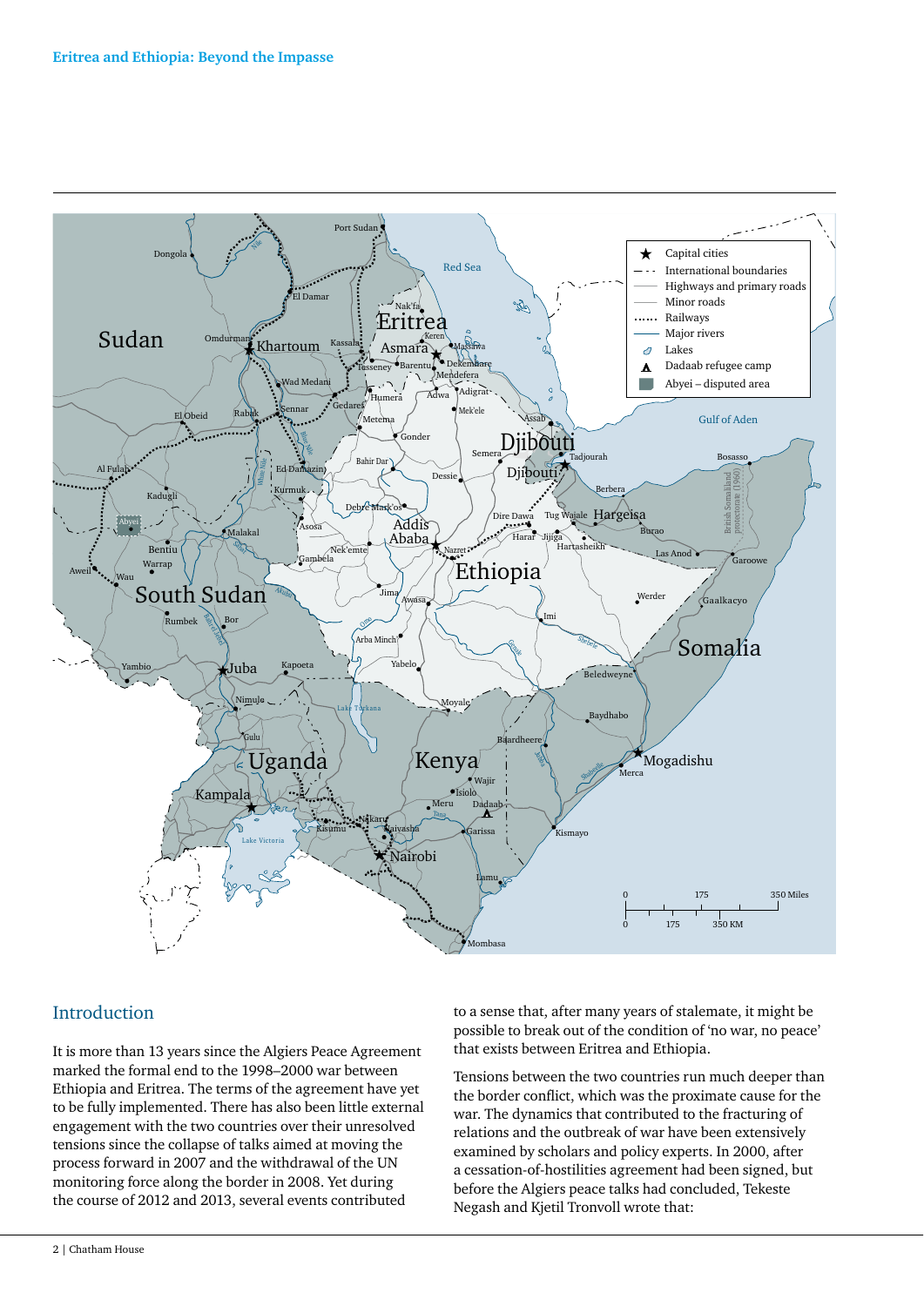## Introduction

It is more than 13 years since the Algiers Peace Agreement marked the formal end to the 1998–2000 war between Ethiopia and Eritrea. The terms of the agreement have yet to be fully implemented. There has also been little external engagement with the two countries over their unresolved tensions since the collapse of talks aimed at moving the process forward in 2007 and the withdrawal of the UN monitoring force along the border in 2008. Yet during the course of 2012 and 2013, several events contributed to a sense that, after many years of stalemate, it might be possible to break out of the condition of 'no war, no peace' that exists between Eritrea and Ethiopia.

Tensions between the two countries run much deeper than the border conflict, which was the proximate cause for the war. The dynamics that contributed to the fracturing of relations and the outbreak of war have been extensively examined by scholars and policy experts. In 2000, after a cessation-of-hostilities agreement had been signed, but before the Algiers peace talks had concluded, Tekeste Negash and Kjetil Tronvoll wrote that: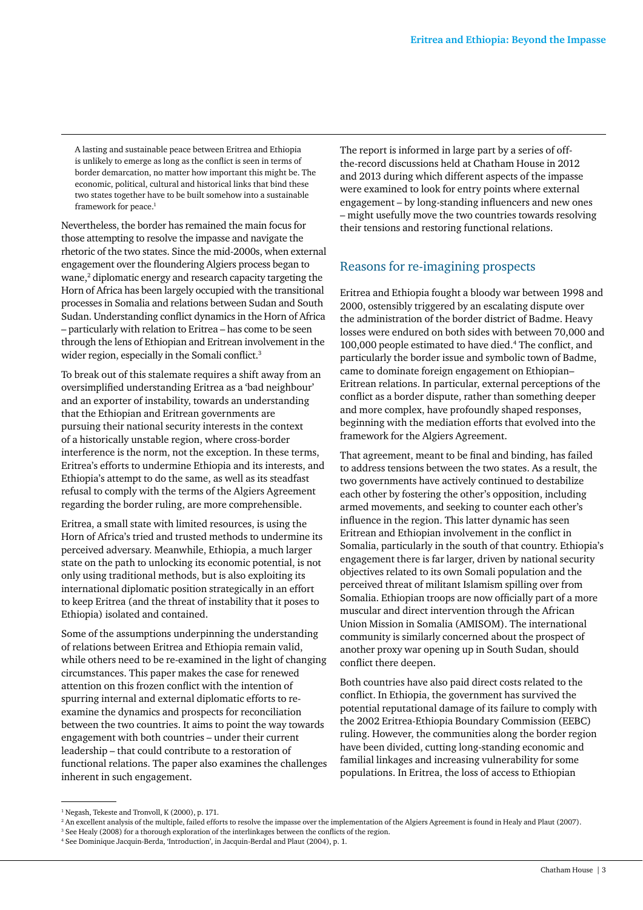> A lasting and sustainable peace between Eritrea and Ethiopia is unlikely to emerge as long as the conflict is seen in terms of border demarcation, no matter how important this might be. The economic, political, cultural and historical links that bind these two states together have to be built somehow into a sustainable framework for peace.[1]

Nevertheless, the border has remained the main focus for those attempting to resolve the impasse and navigate the rhetoric of the two states. Since the mid-2000s, when external engagement over the floundering Algiers process began to wane,[2] diplomatic energy and research capacity targeting the Horn of Africa has been largely occupied with the transitional processes in Somalia and relations between Sudan and South Sudan. Understanding conflict dynamics in the Horn of Africa – particularly with relation to Eritrea – has come to be seen through the lens of Ethiopian and Eritrean involvement in the wider region, especially in the Somali conflict.[3]

To break out of this stalemate requires a shift away from an oversimplified understanding Eritrea as a 'bad neighbour' and an exporter of instability, towards an understanding that the Ethiopian and Eritrean governments are pursuing their national security interests in the context of a historically unstable region, where cross-border interference is the norm, not the exception. In these terms, Eritrea's efforts to undermine Ethiopia and its interests, and Ethiopia's attempt to do the same, as well as its steadfast refusal to comply with the terms of the Algiers Agreement regarding the border ruling, are more comprehensible.

Eritrea, a small state with limited resources, is using the Horn of Africa's tried and trusted methods to undermine its perceived adversary. Meanwhile, Ethiopia, a much larger state on the path to unlocking its economic potential, is not only using traditional methods, but is also exploiting its international diplomatic position strategically in an effort to keep Eritrea (and the threat of instability that it poses to Ethiopia) isolated and contained.

Some of the assumptions underpinning the understanding of relations between Eritrea and Ethiopia remain valid, while others need to be re-examined in the light of changing circumstances. This paper makes the case for renewed attention on this frozen conflict with the intention of spurring internal and external diplomatic efforts to re-examine the dynamics and prospects for reconciliation between the two countries. It aims to point the way towards engagement with both countries – under their current leadership – that could contribute to a restoration of functional relations. The paper also examines the challenges inherent in such engagement.

The report is informed in large part by a series of off-the-record discussions held at Chatham House in 2012 and 2013 during which different aspects of the impasse were examined to look for entry points where external engagement – by long-standing influencers and new ones – might usefully move the two countries towards resolving their tensions and restoring functional relations.

## Reasons for re-imagining prospects

Eritrea and Ethiopia fought a bloody war between 1998 and 2000, ostensibly triggered by an escalating dispute over the administration of the border district of Badme. Heavy losses were endured on both sides with between 70,000 and 100,000 people estimated to have died.[4] The conflict, and particularly the border issue and symbolic town of Badme, came to dominate foreign engagement on Ethiopian–Eritrean relations. In particular, external perceptions of the conflict as a border dispute, rather than something deeper and more complex, have profoundly shaped responses, beginning with the mediation efforts that evolved into the framework for the Algiers Agreement.

That agreement, meant to be final and binding, has failed to address tensions between the two states. As a result, the two governments have actively continued to destabilize each other by fostering the other's opposition, including armed movements, and seeking to counter each other's influence in the region. This latter dynamic has seen Eritrean and Ethiopian involvement in the conflict in Somalia, particularly in the south of that country. Ethiopia's engagement there is far larger, driven by national security objectives related to its own Somali population and the perceived threat of militant Islamism spilling over from Somalia. Ethiopian troops are now officially part of a more muscular and direct intervention through the African Union Mission in Somalia (AMISOM). The international community is similarly concerned about the prospect of another proxy war opening up in South Sudan, should conflict there deepen.

Both countries have also paid direct costs related to the conflict. In Ethiopia, the government has survived the potential reputational damage of its failure to comply with the 2002 Eritrea-Ethiopia Boundary Commission (EEBC) ruling. However, the communities along the border region have been divided, cutting long-standing economic and familial linkages and increasing vulnerability for some populations. In Eritrea, the loss of access to Ethiopian

[1] Negash, Tekeste and Tronvoll, K (2000), p. 171.
[2] An excellent analysis of the multiple, failed efforts to resolve the impasse over the implementation of the Algiers Agreement is found in Healy and Plaut (2007).
[3] See Healy (2008) for a thorough exploration of the interlinkages between the conflicts of the region.
[4] See Dominique Jacquin-Berda, 'Introduction', in Jacquin-Berdal and Plaut (2004), p. 1.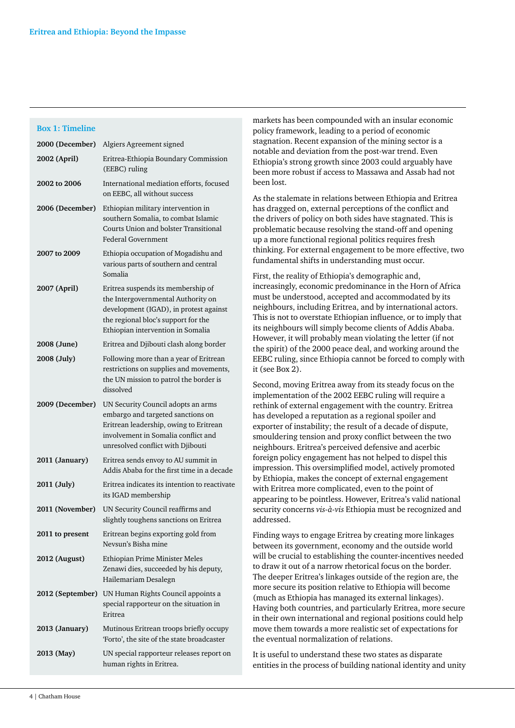### Box 1: Timeline

| | |
|---|---|
| **2000 (December)** | Algiers Agreement signed |
| **2002 (April)** | Eritrea-Ethiopia Boundary Commission (EEBC) ruling |
| **2002 to 2006** | International mediation efforts, focused on EEBC, all without success |
| **2006 (December)** | Ethiopian military intervention in southern Somalia, to combat Islamic Courts Union and bolster Transitional Federal Government |
| **2007 to 2009** | Ethiopia occupation of Mogadishu and various parts of southern and central Somalia |
| **2007 (April)** | Eritrea suspends its membership of the Intergovernmental Authority on development (IGAD), in protest against the regional bloc's support for the Ethiopian intervention in Somalia |
| **2008 (June)** | Eritrea and Djibouti clash along border |
| **2008 (July)** | Following more than a year of Eritrean restrictions on supplies and movements, the UN mission to patrol the border is dissolved |
| **2009 (December)** | UN Security Council adopts an arms embargo and targeted sanctions on Eritrean leadership, owing to Eritrean involvement in Somalia conflict and unresolved conflict with Djibouti |
| **2011 (January)** | Eritrea sends envoy to AU summit in Addis Ababa for the first time in a decade |
| **2011 (July)** | Eritrea indicates its intention to reactivate its IGAD membership |
| **2011 (November)** | UN Security Council reaffirms and slightly toughens sanctions on Eritrea |
| **2011 to present** | Eritrean begins exporting gold from Nevsun's Bisha mine |
| **2012 (August)** | Ethiopian Prime Minister Meles Zenawi dies, succeeded by his deputy, Hailemariam Desalegn |
| **2012 (September)** | UN Human Rights Council appoints a special rapporteur on the situation in Eritrea |
| **2013 (January)** | Mutinous Eritrean troops briefly occupy 'Forto', the site of the state broadcaster |
| **2013 (May)** | UN special rapporteur releases report on human rights in Eritrea. |

markets has been compounded with an insular economic policy framework, leading to a period of economic stagnation. Recent expansion of the mining sector is a notable and deviation from the post-war trend. Even Ethiopia's strong growth since 2003 could arguably have been more robust if access to Massawa and Assab had not been lost.

As the stalemate in relations between Ethiopia and Eritrea has dragged on, external perceptions of the conflict and the drivers of policy on both sides have stagnated. This is problematic because resolving the stand-off and opening up a more functional regional politics requires fresh thinking. For external engagement to be more effective, two fundamental shifts in understanding must occur.

First, the reality of Ethiopia's demographic and, increasingly, economic predominance in the Horn of Africa must be understood, accepted and accommodated by its neighbours, including Eritrea, and by international actors. This is not to overstate Ethiopian influence, or to imply that its neighbours will simply become clients of Addis Ababa. However, it will probably mean violating the letter (if not the spirit) of the 2000 peace deal, and working around the EEBC ruling, since Ethiopia cannot be forced to comply with it (see Box 2).

Second, moving Eritrea away from its steady focus on the implementation of the 2002 EEBC ruling will require a rethink of external engagement with the country. Eritrea has developed a reputation as a regional spoiler and exporter of instability; the result of a decade of dispute, smouldering tension and proxy conflict between the two neighbours. Eritrea's perceived defensive and acerbic foreign policy engagement has not helped to dispel this impression. This oversimplified model, actively promoted by Ethiopia, makes the concept of external engagement with Eritrea more complicated, even to the point of appearing to be pointless. However, Eritrea's valid national security concerns *vis-à-vis* Ethiopia must be recognized and addressed.

Finding ways to engage Eritrea by creating more linkages between its government, economy and the outside world will be crucial to establishing the counter-incentives needed to draw it out of a narrow rhetorical focus on the border. The deeper Eritrea's linkages outside of the region are, the more secure its position relative to Ethiopia will become (much as Ethiopia has managed its external linkages). Having both countries, and particularly Eritrea, more secure in their own international and regional positions could help move them towards a more realistic set of expectations for the eventual normalization of relations.

It is useful to understand these two states as disparate entities in the process of building national identity and unity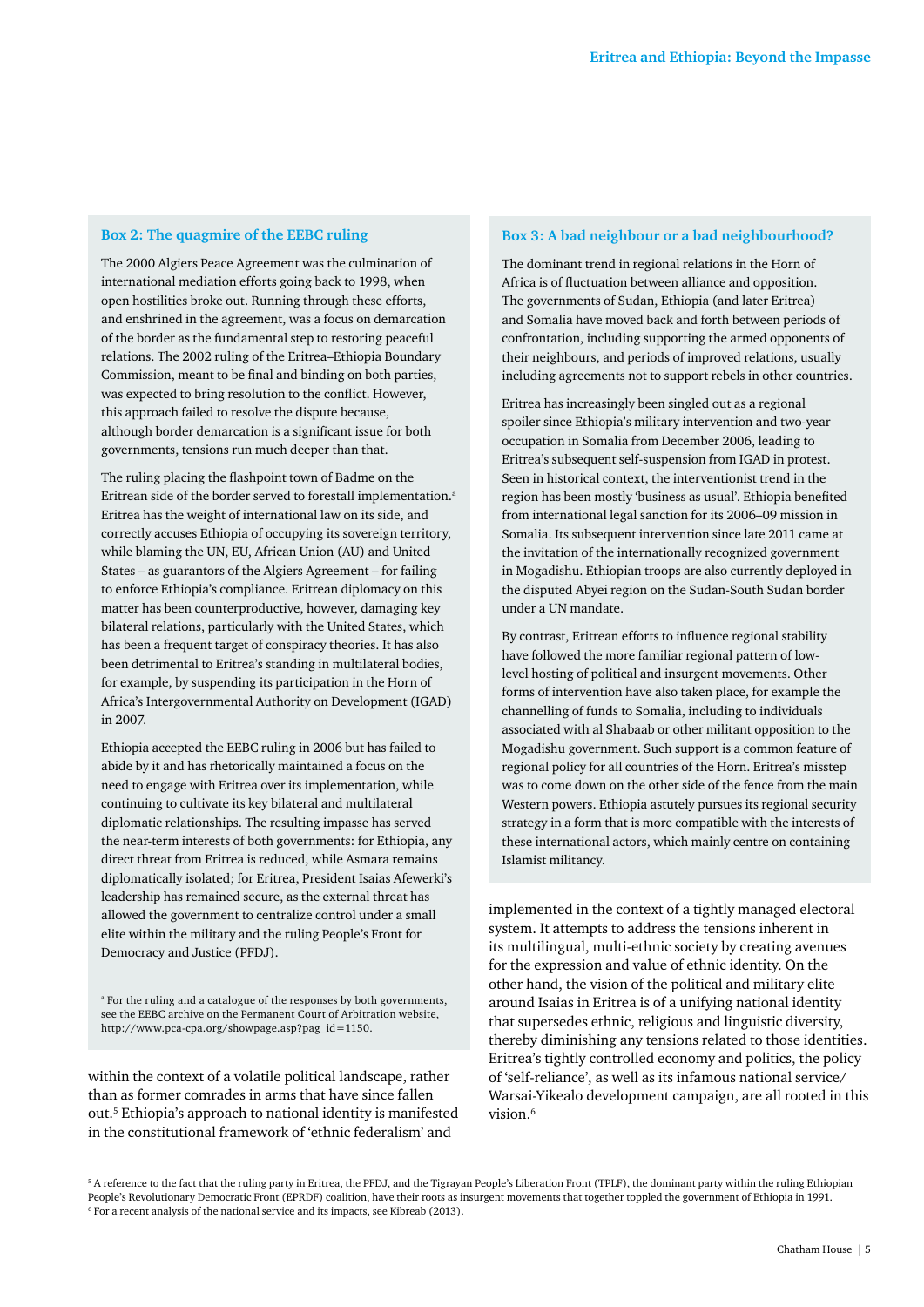### Box 2: The quagmire of the EEBC ruling

The 2000 Algiers Peace Agreement was the culmination of international mediation efforts going back to 1998, when open hostilities broke out. Running through these efforts, and enshrined in the agreement, was a focus on demarcation of the border as the fundamental step to restoring peaceful relations. The 2002 ruling of the Eritrea–Ethiopia Boundary Commission, meant to be final and binding on both parties, was expected to bring resolution to the conflict. However, this approach failed to resolve the dispute because, although border demarcation is a significant issue for both governments, tensions run much deeper than that.

The ruling placing the flashpoint town of Badme on the Eritrean side of the border served to forestall implementation.[a] Eritrea has the weight of international law on its side, and correctly accuses Ethiopia of occupying its sovereign territory, while blaming the UN, EU, African Union (AU) and United States – as guarantors of the Algiers Agreement – for failing to enforce Ethiopia's compliance. Eritrean diplomacy on this matter has been counterproductive, however, damaging key bilateral relations, particularly with the United States, which has been a frequent target of conspiracy theories. It has also been detrimental to Eritrea's standing in multilateral bodies, for example, by suspending its participation in the Horn of Africa's Intergovernmental Authority on Development (IGAD) in 2007.

Ethiopia accepted the EEBC ruling in 2006 but has failed to abide by it and has rhetorically maintained a focus on the need to engage with Eritrea over its implementation, while continuing to cultivate its key bilateral and multilateral diplomatic relationships. The resulting impasse has served the near-term interests of both governments: for Ethiopia, any direct threat from Eritrea is reduced, while Asmara remains diplomatically isolated; for Eritrea, President Isaias Afewerki's leadership has remained secure, as the external threat has allowed the government to centralize control under a small elite within the military and the ruling People's Front for Democracy and Justice (PFDJ).

[a] For the ruling and a catalogue of the responses by both governments, see the EEBC archive on the Permanent Court of Arbitration website, http://www.pca-cpa.org/showpage.asp?pag_id=1150.

### Box 3: A bad neighbour or a bad neighbourhood?

The dominant trend in regional relations in the Horn of Africa is of fluctuation between alliance and opposition. The governments of Sudan, Ethiopia (and later Eritrea) and Somalia have moved back and forth between periods of confrontation, including supporting the armed opponents of their neighbours, and periods of improved relations, usually including agreements not to support rebels in other countries.

Eritrea has increasingly been singled out as a regional spoiler since Ethiopia's military intervention and two-year occupation in Somalia from December 2006, leading to Eritrea's subsequent self-suspension from IGAD in protest. Seen in historical context, the interventionist trend in the region has been mostly 'business as usual'. Ethiopia benefited from international legal sanction for its 2006–09 mission in Somalia. Its subsequent intervention since late 2011 came at the invitation of the internationally recognized government in Mogadishu. Ethiopian troops are also currently deployed in the disputed Abyei region on the Sudan-South Sudan border under a UN mandate.

By contrast, Eritrean efforts to influence regional stability have followed the more familiar regional pattern of low-level hosting of political and insurgent movements. Other forms of intervention have also taken place, for example the channelling of funds to Somalia, including to individuals associated with al Shabaab or other militant opposition to the Mogadishu government. Such support is a common feature of regional policy for all countries of the Horn. Eritrea's misstep was to come down on the other side of the fence from the main Western powers. Ethiopia astutely pursues its regional security strategy in a form that is more compatible with the interests of these international actors, which mainly centre on containing Islamist militancy.

within the context of a volatile political landscape, rather than as former comrades in arms that have since fallen out.[5] Ethiopia's approach to national identity is manifested in the constitutional framework of 'ethnic federalism' and implemented in the context of a tightly managed electoral system. It attempts to address the tensions inherent in its multilingual, multi-ethnic society by creating avenues for the expression and value of ethnic identity. On the other hand, the vision of the political and military elite around Isaias in Eritrea is of a unifying national identity that supersedes ethnic, religious and linguistic diversity, thereby diminishing any tensions related to those identities. Eritrea's tightly controlled economy and politics, the policy of 'self-reliance', as well as its infamous national service/Warsai-Yikealo development campaign, are all rooted in this vision.[6]

[5] A reference to the fact that the ruling party in Eritrea, the PFDJ, and the Tigrayan People's Liberation Front (TPLF), the dominant party within the ruling Ethiopian People's Revolutionary Democratic Front (EPRDF) coalition, have their roots as insurgent movements that together toppled the government of Ethiopia in 1991.
[6] For a recent analysis of the national service and its impacts, see Kibreab (2013).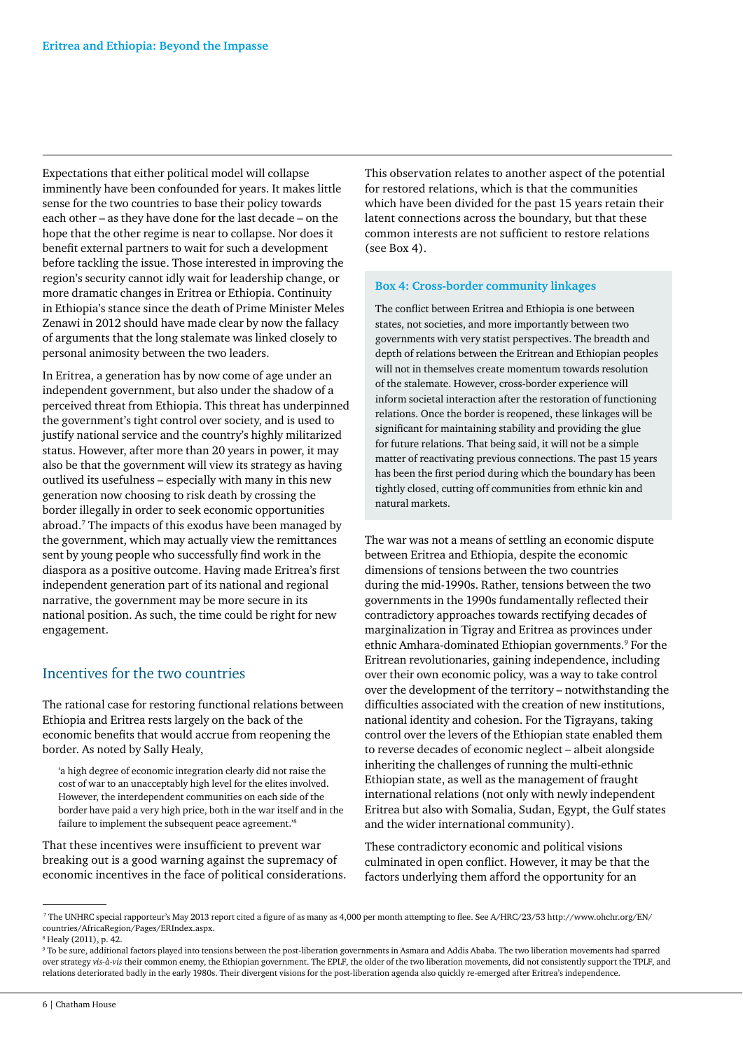Expectations that either political model will collapse imminently have been confounded for years. It makes little sense for the two countries to base their policy towards each other – as they have done for the last decade – on the hope that the other regime is near to collapse. Nor does it benefit external partners to wait for such a development before tackling the issue. Those interested in improving the region's security cannot idly wait for leadership change, or more dramatic changes in Eritrea or Ethiopia. Continuity in Ethiopia's stance since the death of Prime Minister Meles Zenawi in 2012 should have made clear by now the fallacy of arguments that the long stalemate was linked closely to personal animosity between the two leaders.

In Eritrea, a generation has by now come of age under an independent government, but also under the shadow of a perceived threat from Ethiopia. This threat has underpinned the government's tight control over society, and is used to justify national service and the country's highly militarized status. However, after more than 20 years in power, it may also be that the government will view its strategy as having outlived its usefulness – especially with many in this new generation now choosing to risk death by crossing the border illegally in order to seek economic opportunities abroad.[7] The impacts of this exodus have been managed by the government, which may actually view the remittances sent by young people who successfully find work in the diaspora as a positive outcome. Having made Eritrea's first independent generation part of its national and regional narrative, the government may be more secure in its national position. As such, the time could be right for new engagement.

## Incentives for the two countries

The rational case for restoring functional relations between Ethiopia and Eritrea rests largely on the back of the economic benefits that would accrue from reopening the border. As noted by Sally Healy,

> 'a high degree of economic integration clearly did not raise the cost of war to an unacceptably high level for the elites involved. However, the interdependent communities on each side of the border have paid a very high price, both in the war itself and in the failure to implement the subsequent peace agreement.'[8]

That these incentives were insufficient to prevent war breaking out is a good warning against the supremacy of economic incentives in the face of political considerations. This observation relates to another aspect of the potential for restored relations, which is that the communities which have been divided for the past 15 years retain their latent connections across the boundary, but that these common interests are not sufficient to restore relations (see Box 4).

> **Box 4: Cross-border community linkages**
>
> The conflict between Eritrea and Ethiopia is one between states, not societies, and more importantly between two governments with very statist perspectives. The breadth and depth of relations between the Eritrean and Ethiopian peoples will not in themselves create momentum towards resolution of the stalemate. However, cross-border experience will inform societal interaction after the restoration of functioning relations. Once the border is reopened, these linkages will be significant for maintaining stability and providing the glue for future relations. That being said, it will not be a simple matter of reactivating previous connections. The past 15 years has been the first period during which the boundary has been tightly closed, cutting off communities from ethnic kin and natural markets.

The war was not a means of settling an economic dispute between Eritrea and Ethiopia, despite the economic dimensions of tensions between the two countries during the mid-1990s. Rather, tensions between the two governments in the 1990s fundamentally reflected their contradictory approaches towards rectifying decades of marginalization in Tigray and Eritrea as provinces under ethnic Amhara-dominated Ethiopian governments.[9] For the Eritrean revolutionaries, gaining independence, including over their own economic policy, was a way to take control over the development of the territory – notwithstanding the difficulties associated with the creation of new institutions, national identity and cohesion. For the Tigrayans, taking control over the levers of the Ethiopian state enabled them to reverse decades of economic neglect – albeit alongside inheriting the challenges of running the multi-ethnic Ethiopian state, as well as the management of fraught international relations (not only with newly independent Eritrea but also with Somalia, Sudan, Egypt, the Gulf states and the wider international community).

These contradictory economic and political visions culminated in open conflict. However, it may be that the factors underlying them afford the opportunity for an

---

[7] The UNHRC special rapporteur's May 2013 report cited a figure of as many as 4,000 per month attempting to flee. See A/HRC/23/53 http://www.ohchr.org/EN/countries/AfricaRegion/Pages/ERIndex.aspx.

[8] Healy (2011), p. 42.

[9] To be sure, additional factors played into tensions between the post-liberation governments in Asmara and Addis Ababa. The two liberation movements had sparred over strategy *vis-à-vis* their common enemy, the Ethiopian government. The EPLF, the older of the two liberation movements, did not consistently support the TPLF, and relations deteriorated badly in the early 1980s. Their divergent visions for the post-liberation agenda also quickly re-emerged after Eritrea's independence.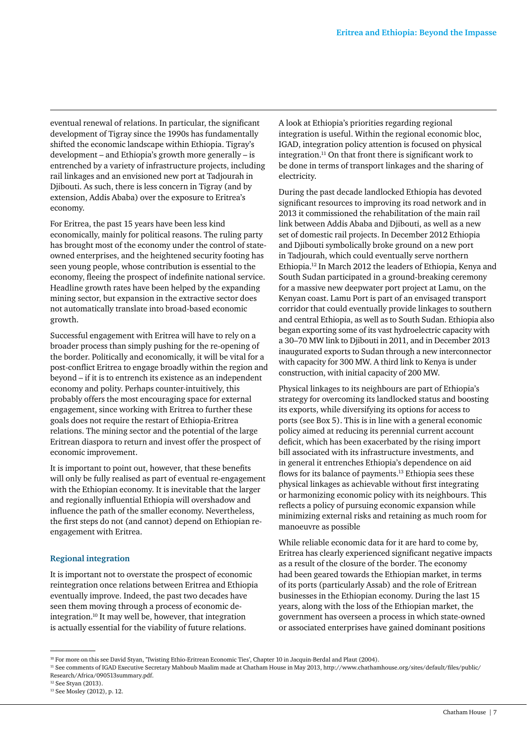eventual renewal of relations. In particular, the significant development of Tigray since the 1990s has fundamentally shifted the economic landscape within Ethiopia. Tigray's development – and Ethiopia's growth more generally – is entrenched by a variety of infrastructure projects, including rail linkages and an envisioned new port at Tadjourah in Djibouti. As such, there is less concern in Tigray (and by extension, Addis Ababa) over the exposure to Eritrea's economy.

For Eritrea, the past 15 years have been less kind economically, mainly for political reasons. The ruling party has brought most of the economy under the control of state-owned enterprises, and the heightened security footing has seen young people, whose contribution is essential to the economy, fleeing the prospect of indefinite national service. Headline growth rates have been helped by the expanding mining sector, but expansion in the extractive sector does not automatically translate into broad-based economic growth.

Successful engagement with Eritrea will have to rely on a broader process than simply pushing for the re-opening of the border. Politically and economically, it will be vital for a post-conflict Eritrea to engage broadly within the region and beyond – if it is to entrench its existence as an independent economy and polity. Perhaps counter-intuitively, this probably offers the most encouraging space for external engagement, since working with Eritrea to further these goals does not require the restart of Ethiopia-Eritrea relations. The mining sector and the potential of the large Eritrean diaspora to return and invest offer the prospect of economic improvement.

It is important to point out, however, that these benefits will only be fully realised as part of eventual re-engagement with the Ethiopian economy. It is inevitable that the larger and regionally influential Ethiopia will overshadow and influence the path of the smaller economy. Nevertheless, the first steps do not (and cannot) depend on Ethiopian re-engagement with Eritrea.

### Regional integration

It is important not to overstate the prospect of economic reintegration once relations between Eritrea and Ethiopia eventually improve. Indeed, the past two decades have seen them moving through a process of economic de-integration.[10] It may well be, however, that integration is actually essential for the viability of future relations.

A look at Ethiopia's priorities regarding regional integration is useful. Within the regional economic bloc, IGAD, integration policy attention is focused on physical integration.[11] On that front there is significant work to be done in terms of transport linkages and the sharing of electricity.

During the past decade landlocked Ethiopia has devoted significant resources to improving its road network and in 2013 it commissioned the rehabilitation of the main rail link between Addis Ababa and Djibouti, as well as a new set of domestic rail projects. In December 2012 Ethiopia and Djibouti symbolically broke ground on a new port in Tadjourah, which could eventually serve northern Ethiopia.[12] In March 2012 the leaders of Ethiopia, Kenya and South Sudan participated in a ground-breaking ceremony for a massive new deepwater port project at Lamu, on the Kenyan coast. Lamu Port is part of an envisaged transport corridor that could eventually provide linkages to southern and central Ethiopia, as well as to South Sudan. Ethiopia also began exporting some of its vast hydroelectric capacity with a 30–70 MW link to Djibouti in 2011, and in December 2013 inaugurated exports to Sudan through a new interconnector with capacity for 300 MW. A third link to Kenya is under construction, with initial capacity of 200 MW.

Physical linkages to its neighbours are part of Ethiopia's strategy for overcoming its landlocked status and boosting its exports, while diversifying its options for access to ports (see Box 5). This is in line with a general economic policy aimed at reducing its perennial current account deficit, which has been exacerbated by the rising import bill associated with its infrastructure investments, and in general it entrenches Ethiopia's dependence on aid flows for its balance of payments.[13] Ethiopia sees these physical linkages as achievable without first integrating or harmonizing economic policy with its neighbours. This reflects a policy of pursuing economic expansion while minimizing external risks and retaining as much room for manoeuvre as possible

While reliable economic data for it are hard to come by, Eritrea has clearly experienced significant negative impacts as a result of the closure of the border. The economy had been geared towards the Ethiopian market, in terms of its ports (particularly Assab) and the role of Eritrean businesses in the Ethiopian economy. During the last 15 years, along with the loss of the Ethiopian market, the government has overseen a process in which state-owned or associated enterprises have gained dominant positions

---

[10] For more on this see David Styan, 'Twisting Ethio-Eritrean Economic Ties', Chapter 10 in Jacquin-Berdal and Plaut (2004).

[11] See comments of IGAD Executive Secretary Mahboub Maalim made at Chatham House in May 2013, http://www.chathamhouse.org/sites/default/files/public/Research/Africa/090513summary.pdf.

[12] See Styan (2013).

[13] See Mosley (2012), p. 12.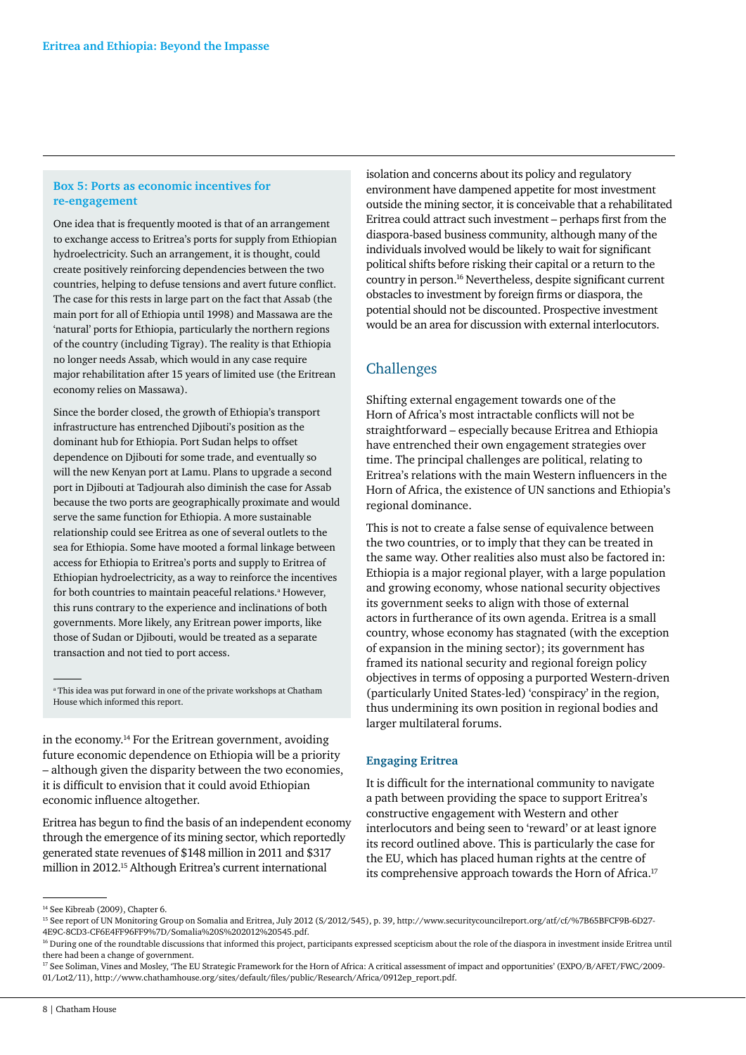### Box 5: Ports as economic incentives for re-engagement

One idea that is frequently mooted is that of an arrangement to exchange access to Eritrea's ports for supply from Ethiopian hydroelectricity. Such an arrangement, it is thought, could create positively reinforcing dependencies between the two countries, helping to defuse tensions and avert future conflict. The case for this rests in large part on the fact that Assab (the main port for all of Ethiopia until 1998) and Massawa are the 'natural' ports for Ethiopia, particularly the northern regions of the country (including Tigray). The reality is that Ethiopia no longer needs Assab, which would in any case require major rehabilitation after 15 years of limited use (the Eritrean economy relies on Massawa).

Since the border closed, the growth of Ethiopia's transport infrastructure has entrenched Djibouti's position as the dominant hub for Ethiopia. Port Sudan helps to offset dependence on Djibouti for some trade, and eventually so will the new Kenyan port at Lamu. Plans to upgrade a second port in Djibouti at Tadjourah also diminish the case for Assab because the two ports are geographically proximate and would serve the same function for Ethiopia. A more sustainable relationship could see Eritrea as one of several outlets to the sea for Ethiopia. Some have mooted a formal linkage between access for Ethiopia to Eritrea's ports and supply to Eritrea of Ethiopian hydroelectricity, as a way to reinforce the incentives for both countries to maintain peaceful relations.[a] However, this runs contrary to the experience and inclinations of both governments. More likely, any Eritrean power imports, like those of Sudan or Djibouti, would be treated as a separate transaction and not tied to port access.

[a] This idea was put forward in one of the private workshops at Chatham House which informed this report.

in the economy.[14] For the Eritrean government, avoiding future economic dependence on Ethiopia will be a priority – although given the disparity between the two economies, it is difficult to envision that it could avoid Ethiopian economic influence altogether.

Eritrea has begun to find the basis of an independent economy through the emergence of its mining sector, which reportedly generated state revenues of $148 million in 2011 and $317 million in 2012.[15] Although Eritrea's current international isolation and concerns about its policy and regulatory environment have dampened appetite for most investment outside the mining sector, it is conceivable that a rehabilitated Eritrea could attract such investment – perhaps first from the diaspora-based business community, although many of the individuals involved would be likely to wait for significant political shifts before risking their capital or a return to the country in person.[16] Nevertheless, despite significant current obstacles to investment by foreign firms or diaspora, the potential should not be discounted. Prospective investment would be an area for discussion with external interlocutors.

## Challenges

Shifting external engagement towards one of the Horn of Africa's most intractable conflicts will not be straightforward – especially because Eritrea and Ethiopia have entrenched their own engagement strategies over time. The principal challenges are political, relating to Eritrea's relations with the main Western influencers in the Horn of Africa, the existence of UN sanctions and Ethiopia's regional dominance.

This is not to create a false sense of equivalence between the two countries, or to imply that they can be treated in the same way. Other realities also must also be factored in: Ethiopia is a major regional player, with a large population and growing economy, whose national security objectives its government seeks to align with those of external actors in furtherance of its own agenda. Eritrea is a small country, whose economy has stagnated (with the exception of expansion in the mining sector); its government has framed its national security and regional foreign policy objectives in terms of opposing a purported Western-driven (particularly United States-led) 'conspiracy' in the region, thus undermining its own position in regional bodies and larger multilateral forums.

### Engaging Eritrea

It is difficult for the international community to navigate a path between providing the space to support Eritrea's constructive engagement with Western and other interlocutors and being seen to 'reward' or at least ignore its record outlined above. This is particularly the case for the EU, which has placed human rights at the centre of its comprehensive approach towards the Horn of Africa.[17]

---

[14] See Kibreab (2009), Chapter 6.

[15] See report of UN Monitoring Group on Somalia and Eritrea, July 2012 (S/2012/545), p. 39, http://www.securitycouncilreport.org/atf/cf/%7B65BFCF9B-6D27-4E9C-8CD3-CF6E4FF96FF9%7D/Somalia%20S%202012%20545.pdf.

[16] During one of the roundtable discussions that informed this project, participants expressed scepticism about the role of the diaspora in investment inside Eritrea until there had been a change of government.

[17] See Soliman, Vines and Mosley, 'The EU Strategic Framework for the Horn of Africa: A critical assessment of impact and opportunities' (EXPO/B/AFET/FWC/2009-01/Lot2/11), http://www.chathamhouse.org/sites/default/files/public/Research/Africa/0912ep_report.pdf.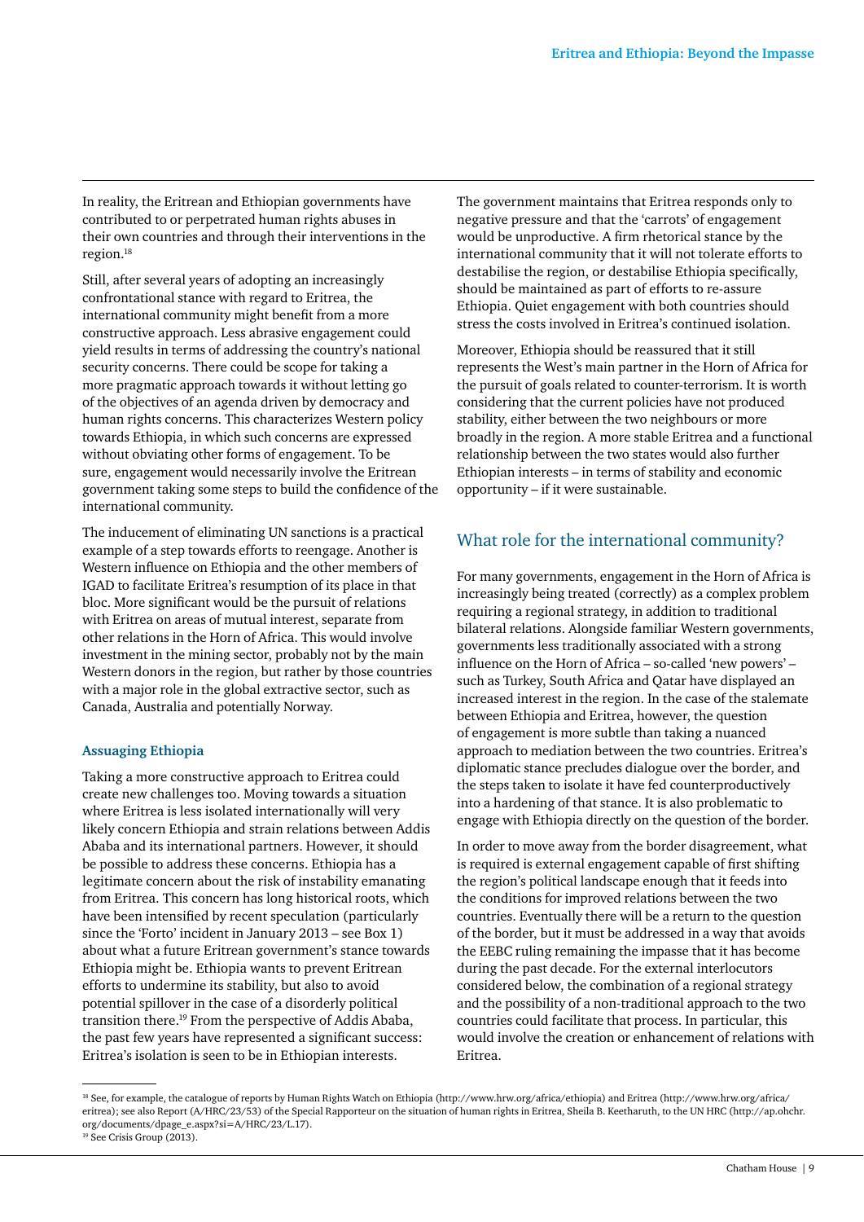In reality, the Eritrean and Ethiopian governments have contributed to or perpetrated human rights abuses in their own countries and through their interventions in the region.[18]

Still, after several years of adopting an increasingly confrontational stance with regard to Eritrea, the international community might benefit from a more constructive approach. Less abrasive engagement could yield results in terms of addressing the country's national security concerns. There could be scope for taking a more pragmatic approach towards it without letting go of the objectives of an agenda driven by democracy and human rights concerns. This characterizes Western policy towards Ethiopia, in which such concerns are expressed without obviating other forms of engagement. To be sure, engagement would necessarily involve the Eritrean government taking some steps to build the confidence of the international community.

The inducement of eliminating UN sanctions is a practical example of a step towards efforts to reengage. Another is Western influence on Ethiopia and the other members of IGAD to facilitate Eritrea's resumption of its place in that bloc. More significant would be the pursuit of relations with Eritrea on areas of mutual interest, separate from other relations in the Horn of Africa. This would involve investment in the mining sector, probably not by the main Western donors in the region, but rather by those countries with a major role in the global extractive sector, such as Canada, Australia and potentially Norway.

### Assuaging Ethiopia

Taking a more constructive approach to Eritrea could create new challenges too. Moving towards a situation where Eritrea is less isolated internationally will very likely concern Ethiopia and strain relations between Addis Ababa and its international partners. However, it should be possible to address these concerns. Ethiopia has a legitimate concern about the risk of instability emanating from Eritrea. This concern has long historical roots, which have been intensified by recent speculation (particularly since the 'Forto' incident in January 2013 – see Box 1) about what a future Eritrean government's stance towards Ethiopia might be. Ethiopia wants to prevent Eritrean efforts to undermine its stability, but also to avoid potential spillover in the case of a disorderly political transition there.[19] From the perspective of Addis Ababa, the past few years have represented a significant success: Eritrea's isolation is seen to be in Ethiopian interests.

The government maintains that Eritrea responds only to negative pressure and that the 'carrots' of engagement would be unproductive. A firm rhetorical stance by the international community that it will not tolerate efforts to destabilise the region, or destabilise Ethiopia specifically, should be maintained as part of efforts to re-assure Ethiopia. Quiet engagement with both countries should stress the costs involved in Eritrea's continued isolation.

Moreover, Ethiopia should be reassured that it still represents the West's main partner in the Horn of Africa for the pursuit of goals related to counter-terrorism. It is worth considering that the current policies have not produced stability, either between the two neighbours or more broadly in the region. A more stable Eritrea and a functional relationship between the two states would also further Ethiopian interests – in terms of stability and economic opportunity – if it were sustainable.

## What role for the international community?

For many governments, engagement in the Horn of Africa is increasingly being treated (correctly) as a complex problem requiring a regional strategy, in addition to traditional bilateral relations. Alongside familiar Western governments, governments less traditionally associated with a strong influence on the Horn of Africa – so-called 'new powers' – such as Turkey, South Africa and Qatar have displayed an increased interest in the region. In the case of the stalemate between Ethiopia and Eritrea, however, the question of engagement is more subtle than taking a nuanced approach to mediation between the two countries. Eritrea's diplomatic stance precludes dialogue over the border, and the steps taken to isolate it have fed counterproductively into a hardening of that stance. It is also problematic to engage with Ethiopia directly on the question of the border.

In order to move away from the border disagreement, what is required is external engagement capable of first shifting the region's political landscape enough that it feeds into the conditions for improved relations between the two countries. Eventually there will be a return to the question of the border, but it must be addressed in a way that avoids the EEBC ruling remaining the impasse that it has become during the past decade. For the external interlocutors considered below, the combination of a regional strategy and the possibility of a non-traditional approach to the two countries could facilitate that process. In particular, this would involve the creation or enhancement of relations with Eritrea.

---

[18] See, for example, the catalogue of reports by Human Rights Watch on Ethiopia (http://www.hrw.org/africa/ethiopia) and Eritrea (http://www.hrw.org/africa/eritrea); see also Report (A/HRC/23/53) of the Special Rapporteur on the situation of human rights in Eritrea, Sheila B. Keetharuth, to the UN HRC (http://ap.ohchr.org/documents/dpage_e.aspx?si=A/HRC/23/L.17).

[19] See Crisis Group (2013).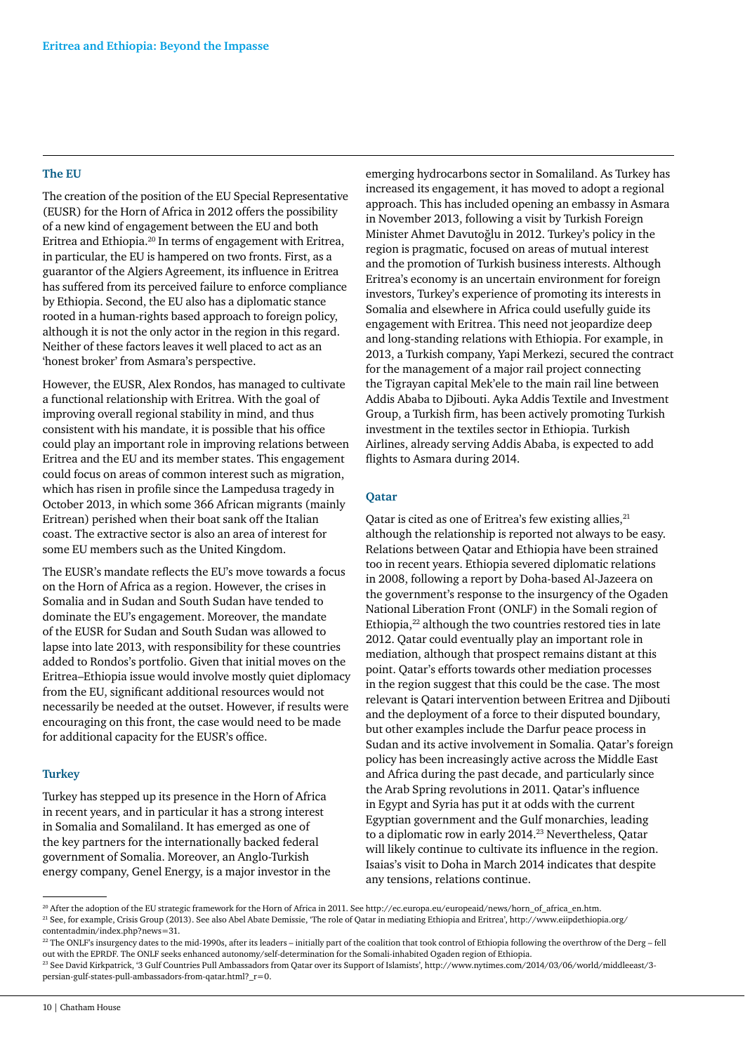### The EU

The creation of the position of the EU Special Representative (EUSR) for the Horn of Africa in 2012 offers the possibility of a new kind of engagement between the EU and both Eritrea and Ethiopia.[20] In terms of engagement with Eritrea, in particular, the EU is hampered on two fronts. First, as a guarantor of the Algiers Agreement, its influence in Eritrea has suffered from its perceived failure to enforce compliance by Ethiopia. Second, the EU also has a diplomatic stance rooted in a human-rights based approach to foreign policy, although it is not the only actor in the region in this regard. Neither of these factors leaves it well placed to act as an 'honest broker' from Asmara's perspective.

However, the EUSR, Alex Rondos, has managed to cultivate a functional relationship with Eritrea. With the goal of improving overall regional stability in mind, and thus consistent with his mandate, it is possible that his office could play an important role in improving relations between Eritrea and the EU and its member states. This engagement could focus on areas of common interest such as migration, which has risen in profile since the Lampedusa tragedy in October 2013, in which some 366 African migrants (mainly Eritrean) perished when their boat sank off the Italian coast. The extractive sector is also an area of interest for some EU members such as the United Kingdom.

The EUSR's mandate reflects the EU's move towards a focus on the Horn of Africa as a region. However, the crises in Somalia and in Sudan and South Sudan have tended to dominate the EU's engagement. Moreover, the mandate of the EUSR for Sudan and South Sudan was allowed to lapse into late 2013, with responsibility for these countries added to Rondos's portfolio. Given that initial moves on the Eritrea–Ethiopia issue would involve mostly quiet diplomacy from the EU, significant additional resources would not necessarily be needed at the outset. However, if results were encouraging on this front, the case would need to be made for additional capacity for the EUSR's office.

### Turkey

Turkey has stepped up its presence in the Horn of Africa in recent years, and in particular it has a strong interest in Somalia and Somaliland. It has emerged as one of the key partners for the internationally backed federal government of Somalia. Moreover, an Anglo-Turkish energy company, Genel Energy, is a major investor in the emerging hydrocarbons sector in Somaliland. As Turkey has increased its engagement, it has moved to adopt a regional approach. This has included opening an embassy in Asmara in November 2013, following a visit by Turkish Foreign Minister Ahmet Davutoğlu in 2012. Turkey's policy in the region is pragmatic, focused on areas of mutual interest and the promotion of Turkish business interests. Although Eritrea's economy is an uncertain environment for foreign investors, Turkey's experience of promoting its interests in Somalia and elsewhere in Africa could usefully guide its engagement with Eritrea. This need not jeopardize deep and long-standing relations with Ethiopia. For example, in 2013, a Turkish company, Yapi Merkezi, secured the contract for the management of a major rail project connecting the Tigrayan capital Mek'ele to the main rail line between Addis Ababa to Djibouti. Ayka Addis Textile and Investment Group, a Turkish firm, has been actively promoting Turkish investment in the textiles sector in Ethiopia. Turkish Airlines, already serving Addis Ababa, is expected to add flights to Asmara during 2014.

### Qatar

Qatar is cited as one of Eritrea's few existing allies,[21] although the relationship is reported not always to be easy. Relations between Qatar and Ethiopia have been strained too in recent years. Ethiopia severed diplomatic relations in 2008, following a report by Doha-based Al-Jazeera on the government's response to the insurgency of the Ogaden National Liberation Front (ONLF) in the Somali region of Ethiopia,[22] although the two countries restored ties in late 2012. Qatar could eventually play an important role in mediation, although that prospect remains distant at this point. Qatar's efforts towards other mediation processes in the region suggest that this could be the case. The most relevant is Qatari intervention between Eritrea and Djibouti and the deployment of a force to their disputed boundary, but other examples include the Darfur peace process in Sudan and its active involvement in Somalia. Qatar's foreign policy has been increasingly active across the Middle East and Africa during the past decade, and particularly since the Arab Spring revolutions in 2011. Qatar's influence in Egypt and Syria has put it at odds with the current Egyptian government and the Gulf monarchies, leading to a diplomatic row in early 2014.[23] Nevertheless, Qatar will likely continue to cultivate its influence in the region. Isaias's visit to Doha in March 2014 indicates that despite any tensions, relations continue.

---

[20] After the adoption of the EU strategic framework for the Horn of Africa in 2011. See http://ec.europa.eu/europeaid/news/horn_of_africa_en.htm.

[21] See, for example, Crisis Group (2013). See also Abel Abate Demissie, 'The role of Qatar in mediating Ethiopia and Eritrea', http://www.eiipdethiopia.org/contentadmin/index.php?news=31.

[22] The ONLF's insurgency dates to the mid-1990s, after its leaders – initially part of the coalition that took control of Ethiopia following the overthrow of the Derg – fell out with the EPRDF. The ONLF seeks enhanced autonomy/self-determination for the Somali-inhabited Ogaden region of Ethiopia.

[23] See David Kirkpatrick, '3 Gulf Countries Pull Ambassadors from Qatar over its Support of Islamists', http://www.nytimes.com/2014/03/06/world/middleeast/3-persian-gulf-states-pull-ambassadors-from-qatar.html?_r=0.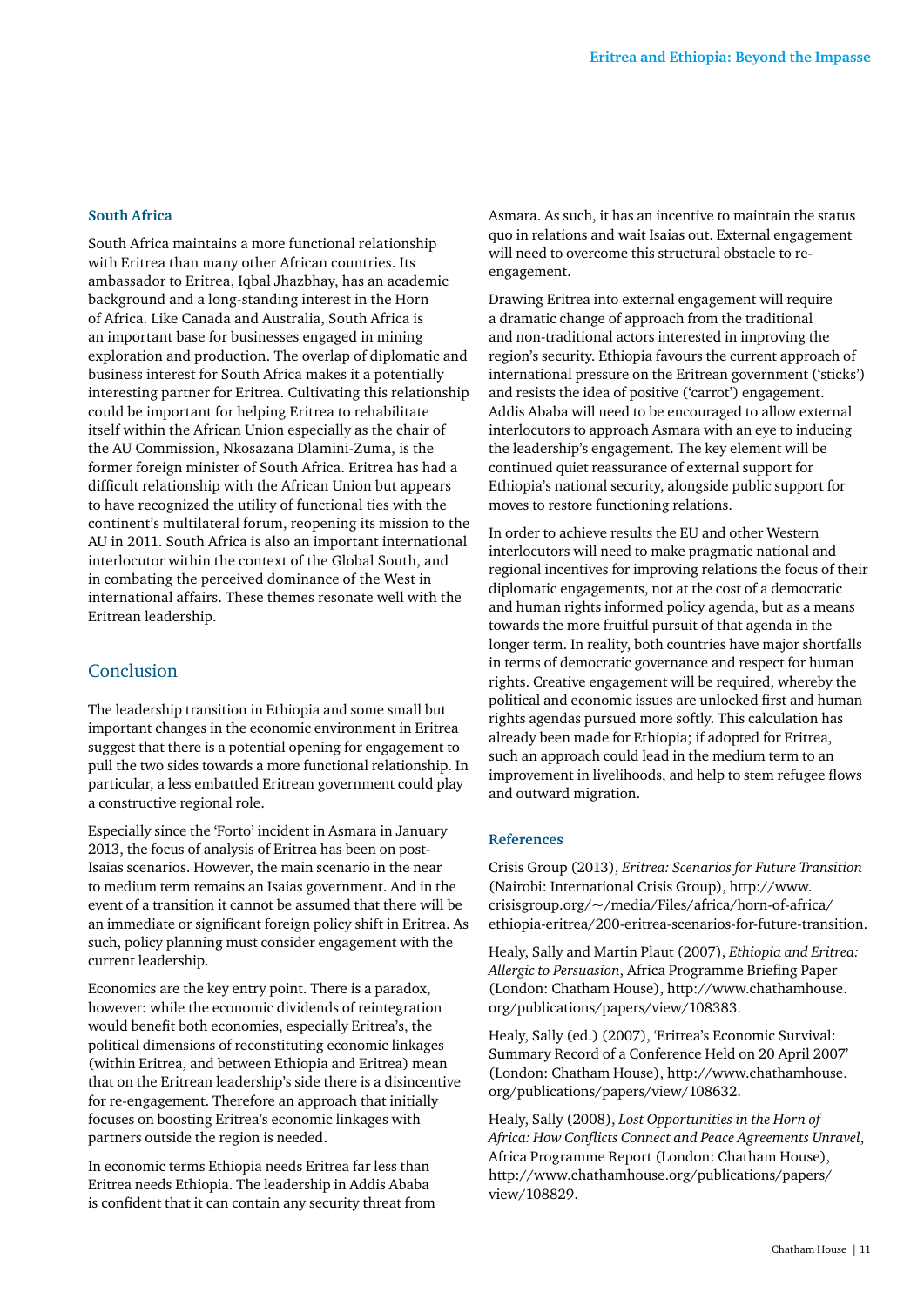### South Africa

South Africa maintains a more functional relationship with Eritrea than many other African countries. Its ambassador to Eritrea, Iqbal Jhazbhay, has an academic background and a long-standing interest in the Horn of Africa. Like Canada and Australia, South Africa is an important base for businesses engaged in mining exploration and production. The overlap of diplomatic and business interest for South Africa makes it a potentially interesting partner for Eritrea. Cultivating this relationship could be important for helping Eritrea to rehabilitate itself within the African Union especially as the chair of the AU Commission, Nkosazana Dlamini-Zuma, is the former foreign minister of South Africa. Eritrea has had a difficult relationship with the African Union but appears to have recognized the utility of functional ties with the continent's multilateral forum, reopening its mission to the AU in 2011. South Africa is also an important international interlocutor within the context of the Global South, and in combating the perceived dominance of the West in international affairs. These themes resonate well with the Eritrean leadership.

## Conclusion

The leadership transition in Ethiopia and some small but important changes in the economic environment in Eritrea suggest that there is a potential opening for engagement to pull the two sides towards a more functional relationship. In particular, a less embattled Eritrean government could play a constructive regional role.

Especially since the 'Forto' incident in Asmara in January 2013, the focus of analysis of Eritrea has been on post-Isaias scenarios. However, the main scenario in the near to medium term remains an Isaias government. And in the event of a transition it cannot be assumed that there will be an immediate or significant foreign policy shift in Eritrea. As such, policy planning must consider engagement with the current leadership.

Economics are the key entry point. There is a paradox, however: while the economic dividends of reintegration would benefit both economies, especially Eritrea's, the political dimensions of reconstituting economic linkages (within Eritrea, and between Ethiopia and Eritrea) mean that on the Eritrean leadership's side there is a disincentive for re-engagement. Therefore an approach that initially focuses on boosting Eritrea's economic linkages with partners outside the region is needed.

In economic terms Ethiopia needs Eritrea far less than Eritrea needs Ethiopia. The leadership in Addis Ababa is confident that it can contain any security threat from Asmara. As such, it has an incentive to maintain the status quo in relations and wait Isaias out. External engagement will need to overcome this structural obstacle to re-engagement.

Drawing Eritrea into external engagement will require a dramatic change of approach from the traditional and non-traditional actors interested in improving the region's security. Ethiopia favours the current approach of international pressure on the Eritrean government ('sticks') and resists the idea of positive ('carrot') engagement. Addis Ababa will need to be encouraged to allow external interlocutors to approach Asmara with an eye to inducing the leadership's engagement. The key element will be continued quiet reassurance of external support for Ethiopia's national security, alongside public support for moves to restore functioning relations.

In order to achieve results the EU and other Western interlocutors will need to make pragmatic national and regional incentives for improving relations the focus of their diplomatic engagements, not at the cost of a democratic and human rights informed policy agenda, but as a means towards the more fruitful pursuit of that agenda in the longer term. In reality, both countries have major shortfalls in terms of democratic governance and respect for human rights. Creative engagement will be required, whereby the political and economic issues are unlocked first and human rights agendas pursued more softly. This calculation has already been made for Ethiopia; if adopted for Eritrea, such an approach could lead in the medium term to an improvement in livelihoods, and help to stem refugee flows and outward migration.

### References

Crisis Group (2013), *Eritrea: Scenarios for Future Transition* (Nairobi: International Crisis Group), http://www.crisisgroup.org/~/media/Files/africa/horn-of-africa/ethiopia-eritrea/200-eritrea-scenarios-for-future-transition.

Healy, Sally and Martin Plaut (2007), *Ethiopia and Eritrea: Allergic to Persuasion*, Africa Programme Briefing Paper (London: Chatham House), http://www.chathamhouse.org/publications/papers/view/108383.

Healy, Sally (ed.) (2007), 'Eritrea's Economic Survival: Summary Record of a Conference Held on 20 April 2007' (London: Chatham House), http://www.chathamhouse.org/publications/papers/view/108632.

Healy, Sally (2008), *Lost Opportunities in the Horn of Africa: How Conflicts Connect and Peace Agreements Unravel*, Africa Programme Report (London: Chatham House), http://www.chathamhouse.org/publications/papers/view/108829.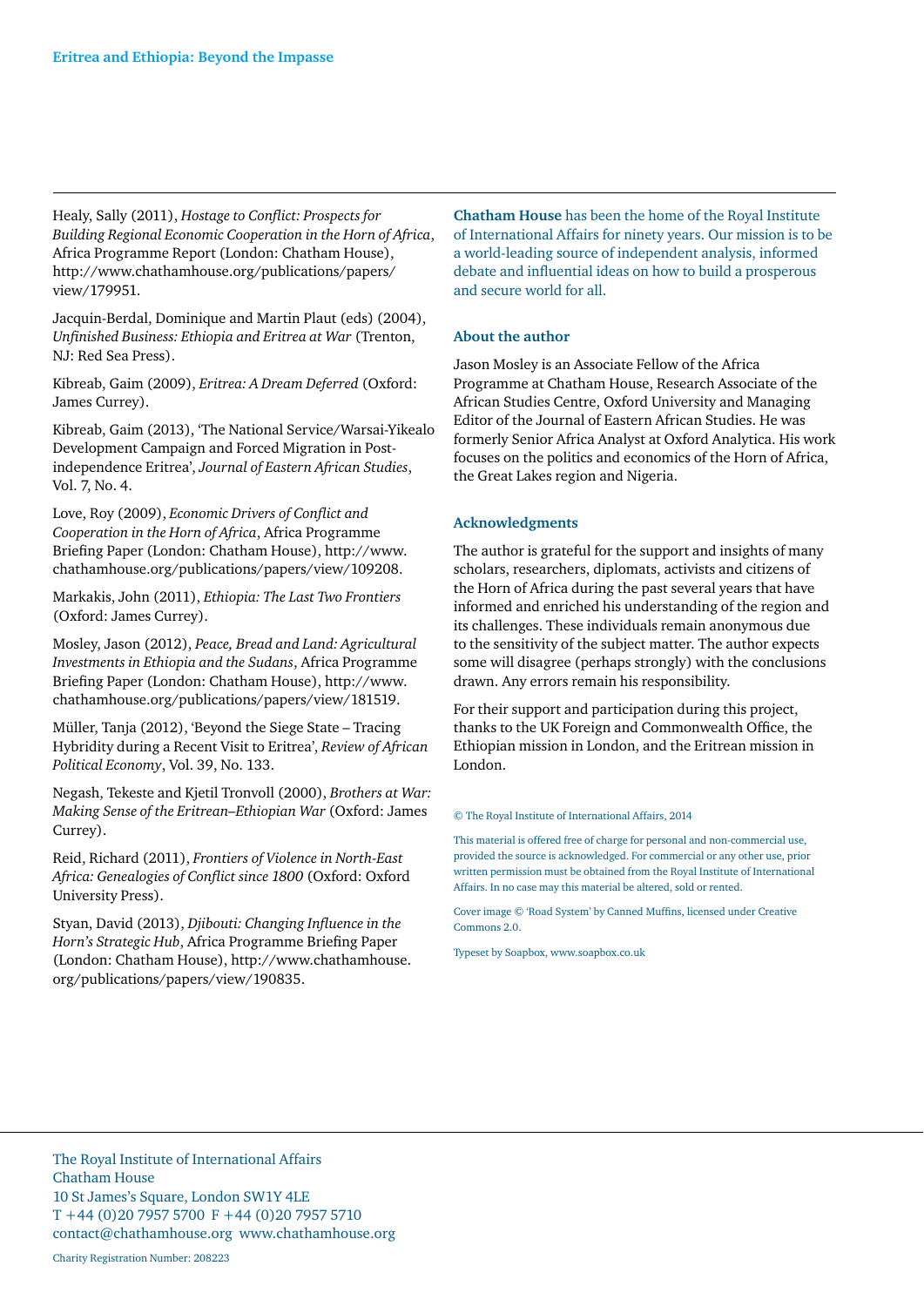Healy, Sally (2011), *Hostage to Conflict: Prospects for Building Regional Economic Cooperation in the Horn of Africa*, Africa Programme Report (London: Chatham House), http://www.chathamhouse.org/publications/papers/view/179951.

Jacquin-Berdal, Dominique and Martin Plaut (eds) (2004), *Unfinished Business: Ethiopia and Eritrea at War* (Trenton, NJ: Red Sea Press).

Kibreab, Gaim (2009), *Eritrea: A Dream Deferred* (Oxford: James Currey).

Kibreab, Gaim (2013), 'The National Service/Warsai-Yikealo Development Campaign and Forced Migration in Post-independence Eritrea', *Journal of Eastern African Studies*, Vol. 7, No. 4.

Love, Roy (2009), *Economic Drivers of Conflict and Cooperation in the Horn of Africa*, Africa Programme Briefing Paper (London: Chatham House), http://www.chathamhouse.org/publications/papers/view/109208.

Markakis, John (2011), *Ethiopia: The Last Two Frontiers* (Oxford: James Currey).

Mosley, Jason (2012), *Peace, Bread and Land: Agricultural Investments in Ethiopia and the Sudans*, Africa Programme Briefing Paper (London: Chatham House), http://www.chathamhouse.org/publications/papers/view/181519.

Müller, Tanja (2012), 'Beyond the Siege State – Tracing Hybridity during a Recent Visit to Eritrea', *Review of African Political Economy*, Vol. 39, No. 133.

Negash, Tekeste and Kjetil Tronvoll (2000), *Brothers at War: Making Sense of the Eritrean–Ethiopian War* (Oxford: James Currey).

Reid, Richard (2011), *Frontiers of Violence in North-East Africa: Genealogies of Conflict since 1800* (Oxford: Oxford University Press).

Styan, David (2013), *Djibouti: Changing Influence in the Horn's Strategic Hub*, Africa Programme Briefing Paper (London: Chatham House), http://www.chathamhouse.org/publications/papers/view/190835.

**Chatham House** has been the home of the Royal Institute of International Affairs for ninety years. Our mission is to be a world-leading source of independent analysis, informed debate and influential ideas on how to build a prosperous and secure world for all.

### About the author

Jason Mosley is an Associate Fellow of the Africa Programme at Chatham House, Research Associate of the African Studies Centre, Oxford University and Managing Editor of the Journal of Eastern African Studies. He was formerly Senior Africa Analyst at Oxford Analytica. His work focuses on the politics and economics of the Horn of Africa, the Great Lakes region and Nigeria.

### Acknowledgments

The author is grateful for the support and insights of many scholars, researchers, diplomats, activists and citizens of the Horn of Africa during the past several years that have informed and enriched his understanding of the region and its challenges. These individuals remain anonymous due to the sensitivity of the subject matter. The author expects some will disagree (perhaps strongly) with the conclusions drawn. Any errors remain his responsibility.

For their support and participation during this project, thanks to the UK Foreign and Commonwealth Office, the Ethiopian mission in London, and the Eritrean mission in London.

© The Royal Institute of International Affairs, 2014

This material is offered free of charge for personal and non-commercial use, provided the source is acknowledged. For commercial or any other use, prior written permission must be obtained from the Royal Institute of International Affairs. In no case may this material be altered, sold or rented.

Cover image © 'Road System' by Canned Muffins, licensed under Creative Commons 2.0.

Typeset by Soapbox, www.soapbox.co.uk

The Royal Institute of International Affairs
Chatham House
10 St James's Square, London SW1Y 4LE
T +44 (0)20 7957 5700 F +44 (0)20 7957 5710
contact@chathamhouse.org www.chathamhouse.org

Charity Registration Number: 208223